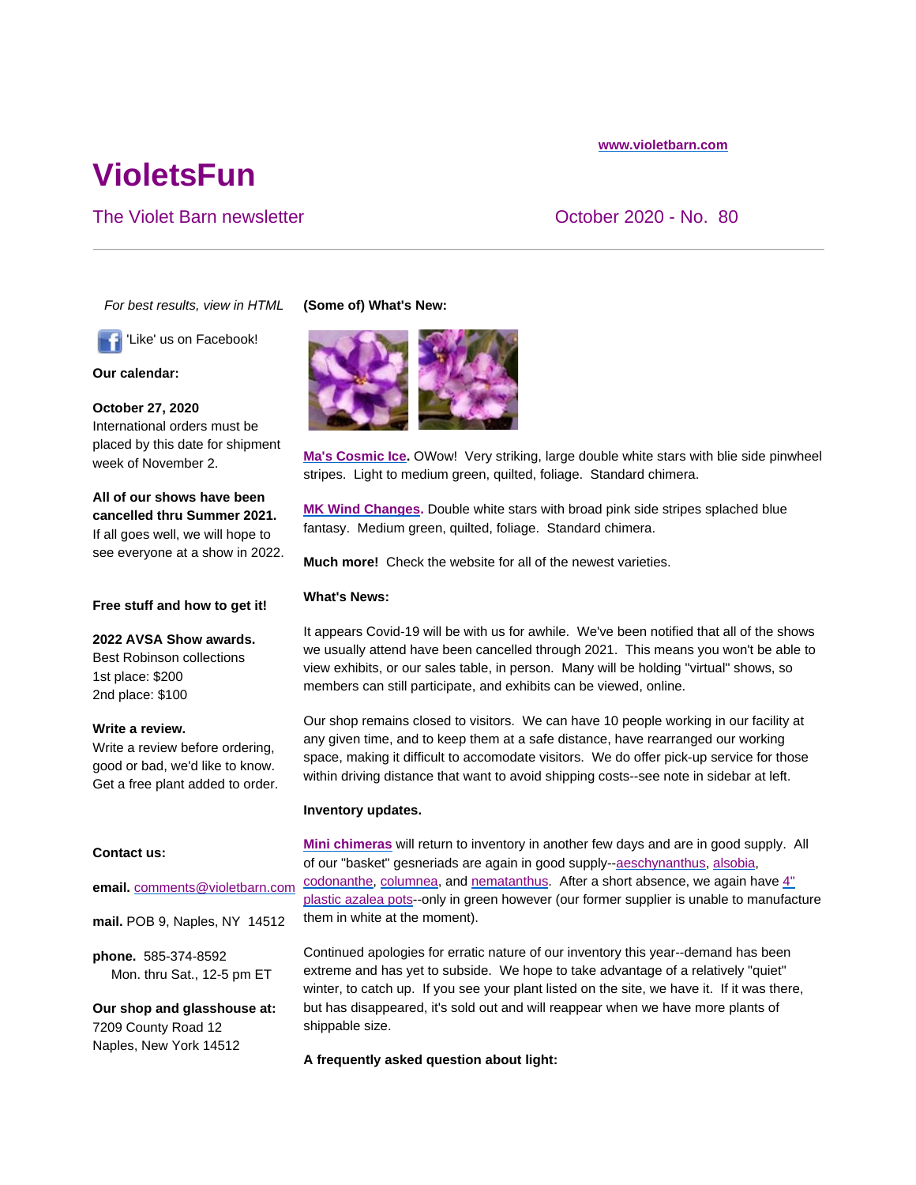**www.violetbarn.com**

# VioletsFun

## The Violet Barn newsletter

October 2020 - No. 80

---

*For best results, view in HTML*

'Like' us on Facebook!

**Our calendar:**

**October 27, 2020**
International orders must be placed by this date for shipment week of November 2.

**All of our shows have been cancelled thru Summer 2021.**
If all goes well, we will hope to see everyone at a show in 2022.

**Free stuff and how to get it!**

**2022 AVSA Show awards.**
Best Robinson collections
1st place: $200
2nd place: $100

**Write a review.**
Write a review before ordering, good or bad, we'd like to know. Get a free plant added to order.

**Contact us:**

**email.** comments@violetbarn.com

**mail.** POB 9, Naples, NY 14512

**phone.** 585-374-8592
Mon. thru Sat., 12-5 pm ET

**Our shop and glasshouse at:**
7209 County Road 12
Naples, New York 14512

**(Some of) What's New:**

**Ma's Cosmic Ice.** OWow! Very striking, large double white stars with blie side pinwheel stripes. Light to medium green, quilted, foliage. Standard chimera.

**MK Wind Changes.** Double white stars with broad pink side stripes splached blue fantasy. Medium green, quilted, foliage. Standard chimera.

**Much more!** Check the website for all of the newest varieties.

**What's News:**

It appears Covid-19 will be with us for awhile. We've been notified that all of the shows we usually attend have been cancelled through 2021. This means you won't be able to view exhibits, or our sales table, in person. Many will be holding "virtual" shows, so members can still participate, and exhibits can be viewed, online.

Our shop remains closed to visitors. We can have 10 people working in our facility at any given time, and to keep them at a safe distance, have rearranged our working space, making it difficult to accomodate visitors. We do offer pick-up service for those within driving distance that want to avoid shipping costs--see note in sidebar at left.

**Inventory updates.**

**Mini chimeras** will return to inventory in another few days and are in good supply. All of our "basket" gesneriads are again in good supply--aeschynanthus, alsobia, codonanthe, columnea, and nematanthus. After a short absence, we again have 4" plastic azalea pots--only in green however (our former supplier is unable to manufacture them in white at the moment).

Continued apologies for erratic nature of our inventory this year--demand has been extreme and has yet to subside. We hope to take advantage of a relatively "quiet" winter, to catch up. If you see your plant listed on the site, we have it. If it was there, but has disappeared, it's sold out and will reappear when we have more plants of shippable size.

**A frequently asked question about light:**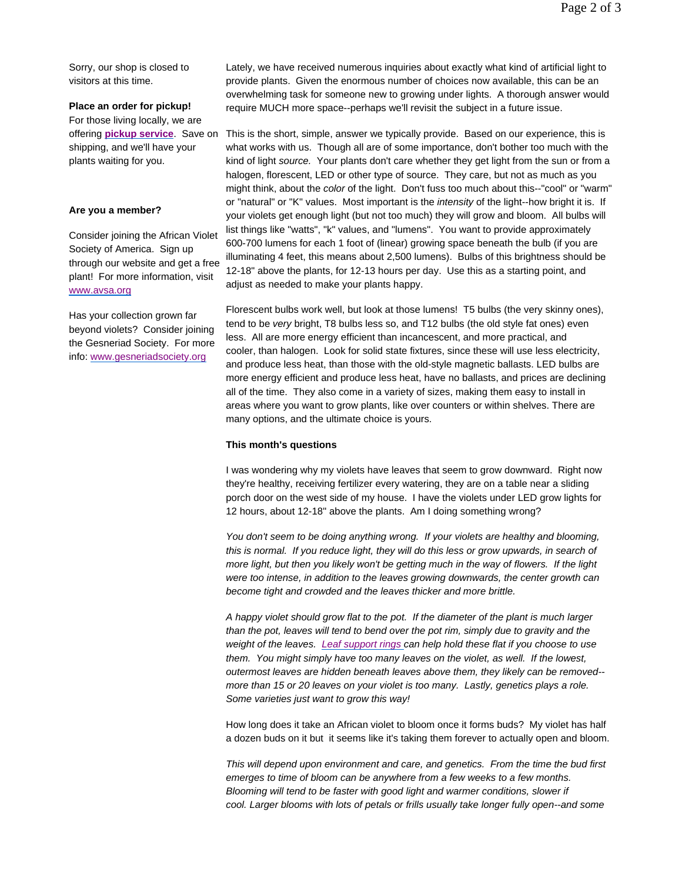Sorry, our shop is closed to visitors at this time.

**Place an order for pickup!**
For those living locally, we are offering **pickup service**. Save on shipping, and we'll have your plants waiting for you.

**Are you a member?**

Consider joining the African Violet Society of America. Sign up through our website and get a free plant! For more information, visit www.avsa.org

Has your collection grown far beyond violets? Consider joining the Gesneriad Society. For more info: www.gesneriadsociety.org

Lately, we have received numerous inquiries about exactly what kind of artificial light to provide plants. Given the enormous number of choices now available, this can be an overwhelming task for someone new to growing under lights. A thorough answer would require MUCH more space--perhaps we'll revisit the subject in a future issue.

This is the short, simple, answer we typically provide. Based on our experience, this is what works with us. Though all are of some importance, don't bother too much with the kind of light *source.* Your plants don't care whether they get light from the sun or from a halogen, florescent, LED or other type of source. They care, but not as much as you might think, about the *color* of the light. Don't fuss too much about this--"cool" or "warm" or "natural" or "K" values. Most important is the *intensity* of the light--how bright it is. If your violets get enough light (but not too much) they will grow and bloom. All bulbs will list things like "watts", "k" values, and "lumens". You want to provide approximately 600-700 lumens for each 1 foot of (linear) growing space beneath the bulb (if you are illuminating 4 feet, this means about 2,500 lumens). Bulbs of this brightness should be 12-18" above the plants, for 12-13 hours per day. Use this as a starting point, and adjust as needed to make your plants happy.

Florescent bulbs work well, but look at those lumens! T5 bulbs (the very skinny ones), tend to be *very* bright, T8 bulbs less so, and T12 bulbs (the old style fat ones) even less. All are more energy efficient than incancescent, and more practical, and cooler, than halogen. Look for solid state fixtures, since these will use less electricity, and produce less heat, than those with the old-style magnetic ballasts. LED bulbs are more energy efficient and produce less heat, have no ballasts, and prices are declining all of the time. They also come in a variety of sizes, making them easy to install in areas where you want to grow plants, like over counters or within shelves. There are many options, and the ultimate choice is yours.

**This month's questions**

I was wondering why my violets have leaves that seem to grow downward. Right now they're healthy, receiving fertilizer every watering, they are on a table near a sliding porch door on the west side of my house. I have the violets under LED grow lights for 12 hours, about 12-18" above the plants. Am I doing something wrong?

*You don't seem to be doing anything wrong. If your violets are healthy and blooming, this is normal. If you reduce light, they will do this less or grow upwards, in search of more light, but then you likely won't be getting much in the way of flowers. If the light were too intense, in addition to the leaves growing downwards, the center growth can become tight and crowded and the leaves thicker and more brittle.*

*A happy violet should grow flat to the pot. If the diameter of the plant is much larger than the pot, leaves will tend to bend over the pot rim, simply due to gravity and the weight of the leaves. Leaf support rings can help hold these flat if you choose to use them. You might simply have too many leaves on the violet, as well. If the lowest, outermost leaves are hidden beneath leaves above them, they likely can be removed--more than 15 or 20 leaves on your violet is too many. Lastly, genetics plays a role. Some varieties just want to grow this way!*

How long does it take an African violet to bloom once it forms buds? My violet has half a dozen buds on it but it seems like it's taking them forever to actually open and bloom.

*This will depend upon environment and care, and genetics. From the time the bud first emerges to time of bloom can be anywhere from a few weeks to a few months. Blooming will tend to be faster with good light and warmer conditions, slower if cool. Larger blooms with lots of petals or frills usually take longer fully open--and some*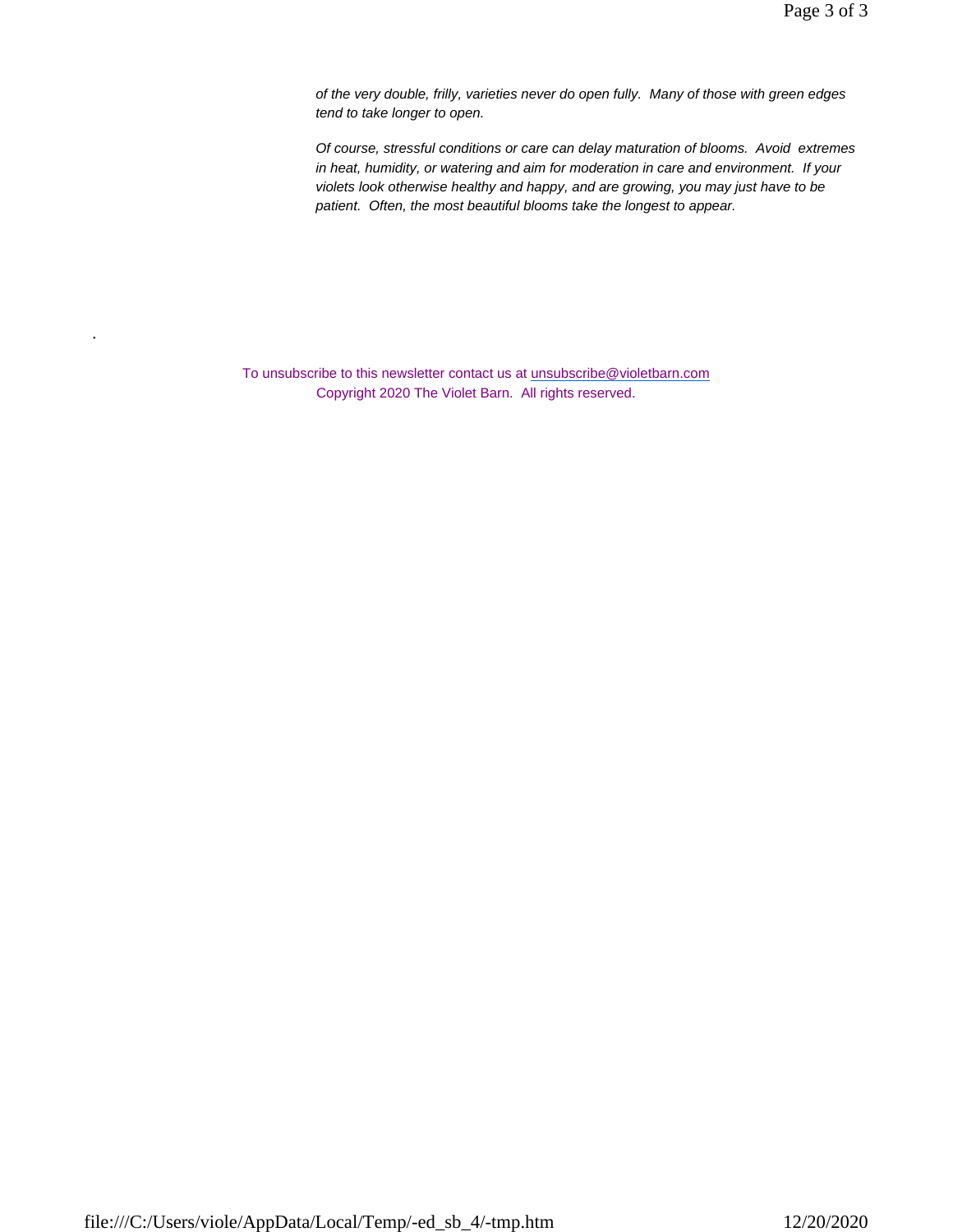*of the very double, frilly, varieties never do open fully. Many of those with green edges tend to take longer to open.*

*Of course, stressful conditions or care can delay maturation of blooms. Avoid extremes in heat, humidity, or watering and aim for moderation in care and environment. If your violets look otherwise healthy and happy, and are growing, you may just have to be patient. Often, the most beautiful blooms take the longest to appear.*

.

To unsubscribe to this newsletter contact us at unsubscribe@violetbarn.com
Copyright 2020 The Violet Barn. All rights reserved.